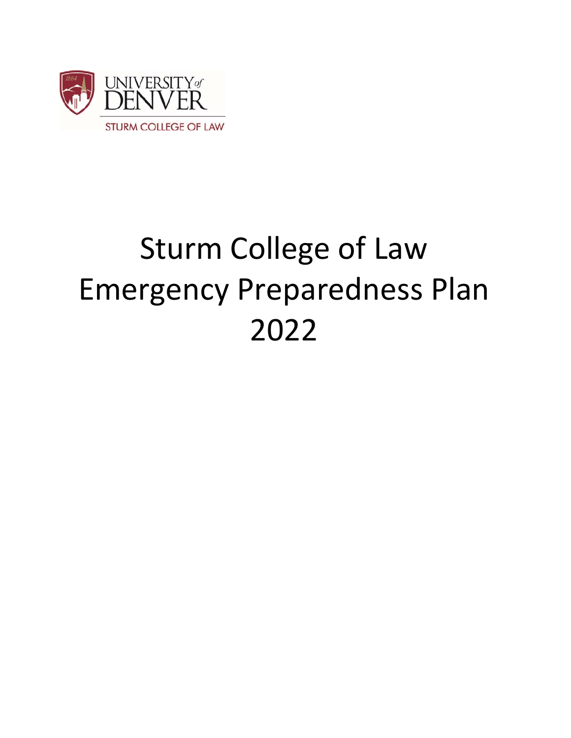UNIVERSITY of DENVER

STURM COLLEGE OF LAW

# Sturm College of Law Emergency Preparedness Plan 2022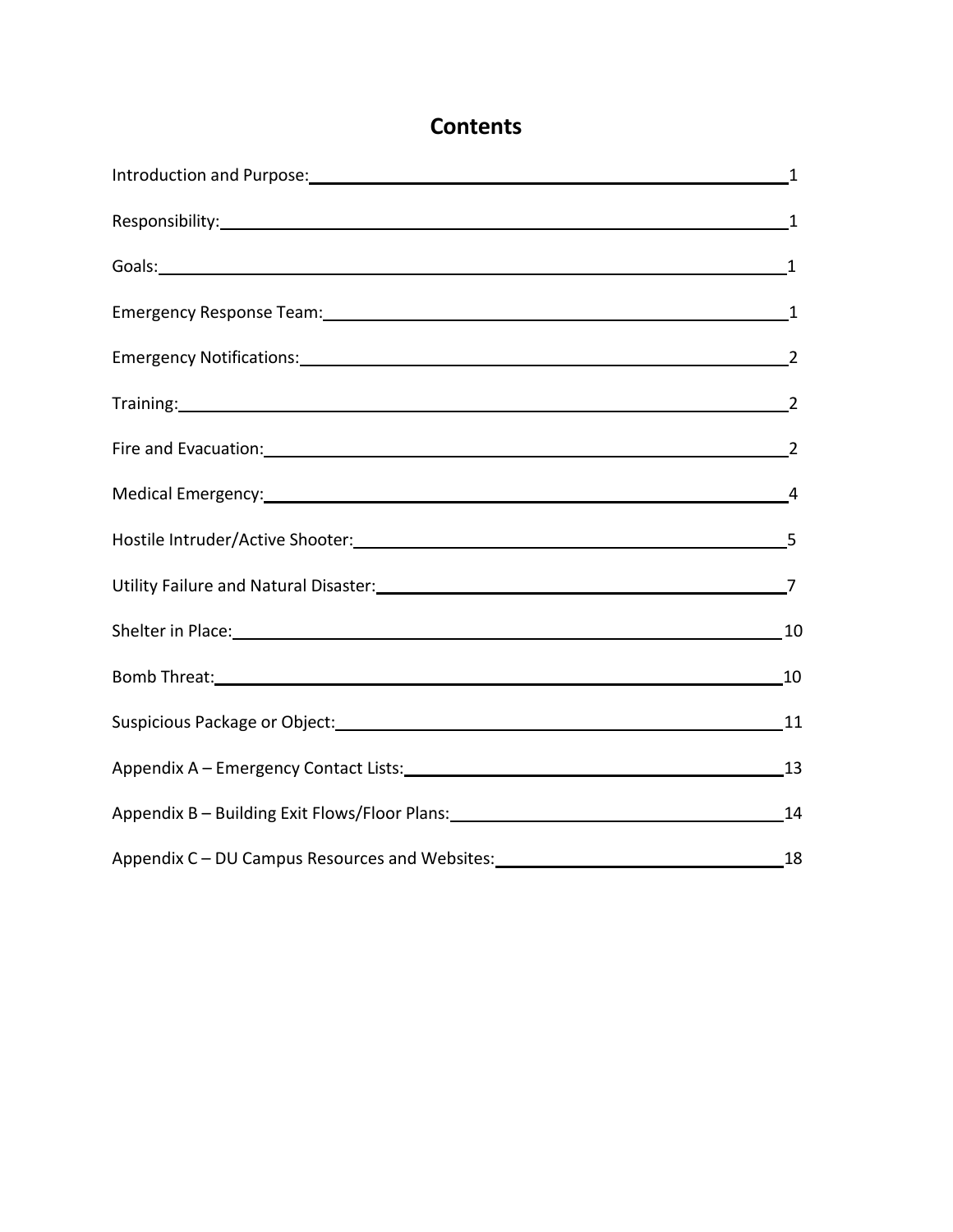# Contents

| Section | Page |
| --- | --- |
| Introduction and Purpose: | 1 |
| Responsibility: | 1 |
| Goals: | 1 |
| Emergency Response Team: | 1 |
| Emergency Notifications: | 2 |
| Training: | 2 |
| Fire and Evacuation: | 2 |
| Medical Emergency: | 4 |
| Hostile Intruder/Active Shooter: | 5 |
| Utility Failure and Natural Disaster: | 7 |
| Shelter in Place: | 10 |
| Bomb Threat: | 10 |
| Suspicious Package or Object: | 11 |
| Appendix A – Emergency Contact Lists: | 13 |
| Appendix B – Building Exit Flows/Floor Plans: | 14 |
| Appendix C – DU Campus Resources and Websites: | 18 |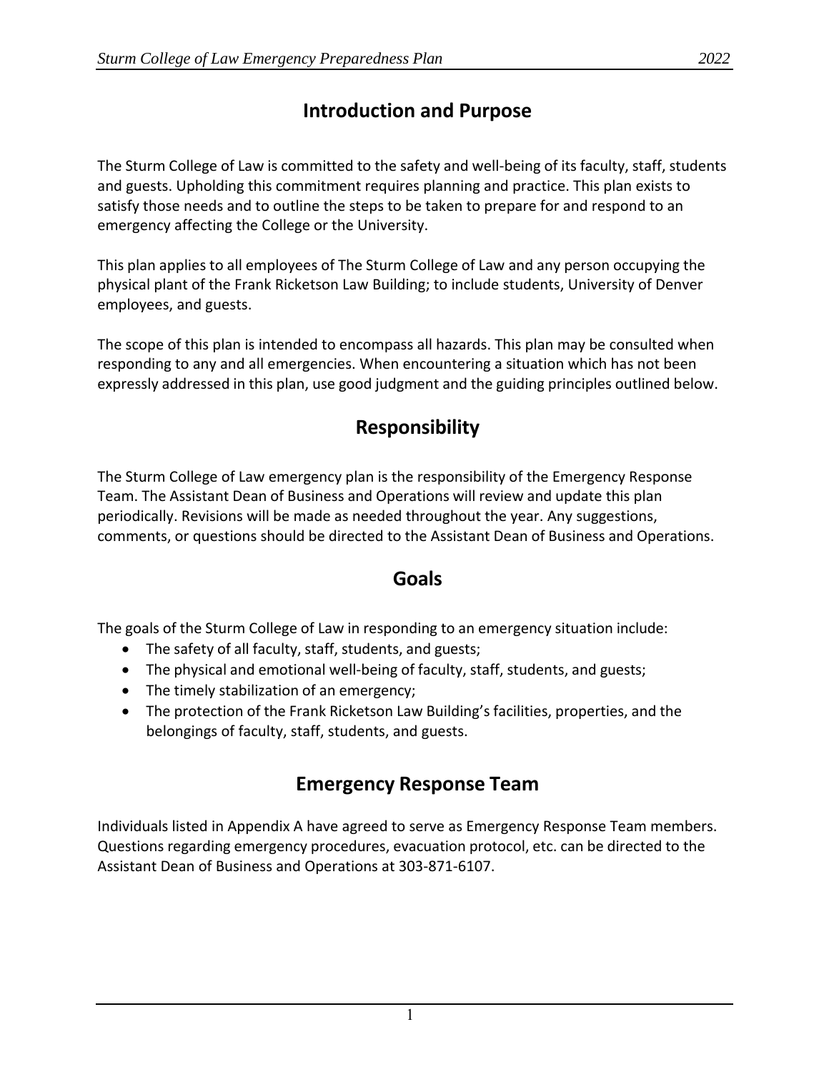## Introduction and Purpose

The Sturm College of Law is committed to the safety and well-being of its faculty, staff, students and guests. Upholding this commitment requires planning and practice. This plan exists to satisfy those needs and to outline the steps to be taken to prepare for and respond to an emergency affecting the College or the University.

This plan applies to all employees of The Sturm College of Law and any person occupying the physical plant of the Frank Ricketson Law Building; to include students, University of Denver employees, and guests.

The scope of this plan is intended to encompass all hazards. This plan may be consulted when responding to any and all emergencies. When encountering a situation which has not been expressly addressed in this plan, use good judgment and the guiding principles outlined below.

## Responsibility

The Sturm College of Law emergency plan is the responsibility of the Emergency Response Team. The Assistant Dean of Business and Operations will review and update this plan periodically. Revisions will be made as needed throughout the year. Any suggestions, comments, or questions should be directed to the Assistant Dean of Business and Operations.

## Goals

The goals of the Sturm College of Law in responding to an emergency situation include:

- The safety of all faculty, staff, students, and guests;
- The physical and emotional well-being of faculty, staff, students, and guests;
- The timely stabilization of an emergency;
- The protection of the Frank Ricketson Law Building's facilities, properties, and the belongings of faculty, staff, students, and guests.

## Emergency Response Team

Individuals listed in Appendix A have agreed to serve as Emergency Response Team members. Questions regarding emergency procedures, evacuation protocol, etc. can be directed to the Assistant Dean of Business and Operations at 303-871-6107.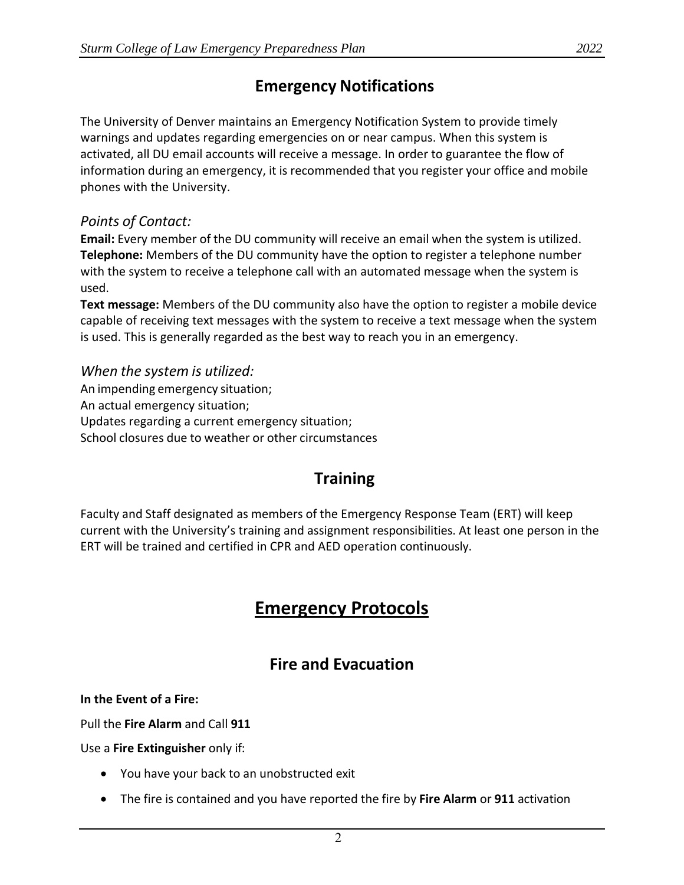## Emergency Notifications

The University of Denver maintains an Emergency Notification System to provide timely warnings and updates regarding emergencies on or near campus. When this system is activated, all DU email accounts will receive a message. In order to guarantee the flow of information during an emergency, it is recommended that you register your office and mobile phones with the University.

### *Points of Contact:*

**Email:** Every member of the DU community will receive an email when the system is utilized.
**Telephone:** Members of the DU community have the option to register a telephone number with the system to receive a telephone call with an automated message when the system is used.
**Text message:** Members of the DU community also have the option to register a mobile device capable of receiving text messages with the system to receive a text message when the system is used. This is generally regarded as the best way to reach you in an emergency.

### *When the system is utilized:*

An impending emergency situation;
An actual emergency situation;
Updates regarding a current emergency situation;
School closures due to weather or other circumstances

## Training

Faculty and Staff designated as members of the Emergency Response Team (ERT) will keep current with the University's training and assignment responsibilities. At least one person in the ERT will be trained and certified in CPR and AED operation continuously.

# Emergency Protocols

## Fire and Evacuation

**In the Event of a Fire:**

Pull the **Fire Alarm** and Call **911**

Use a **Fire Extinguisher** only if:

- You have your back to an unobstructed exit
- The fire is contained and you have reported the fire by **Fire Alarm** or **911** activation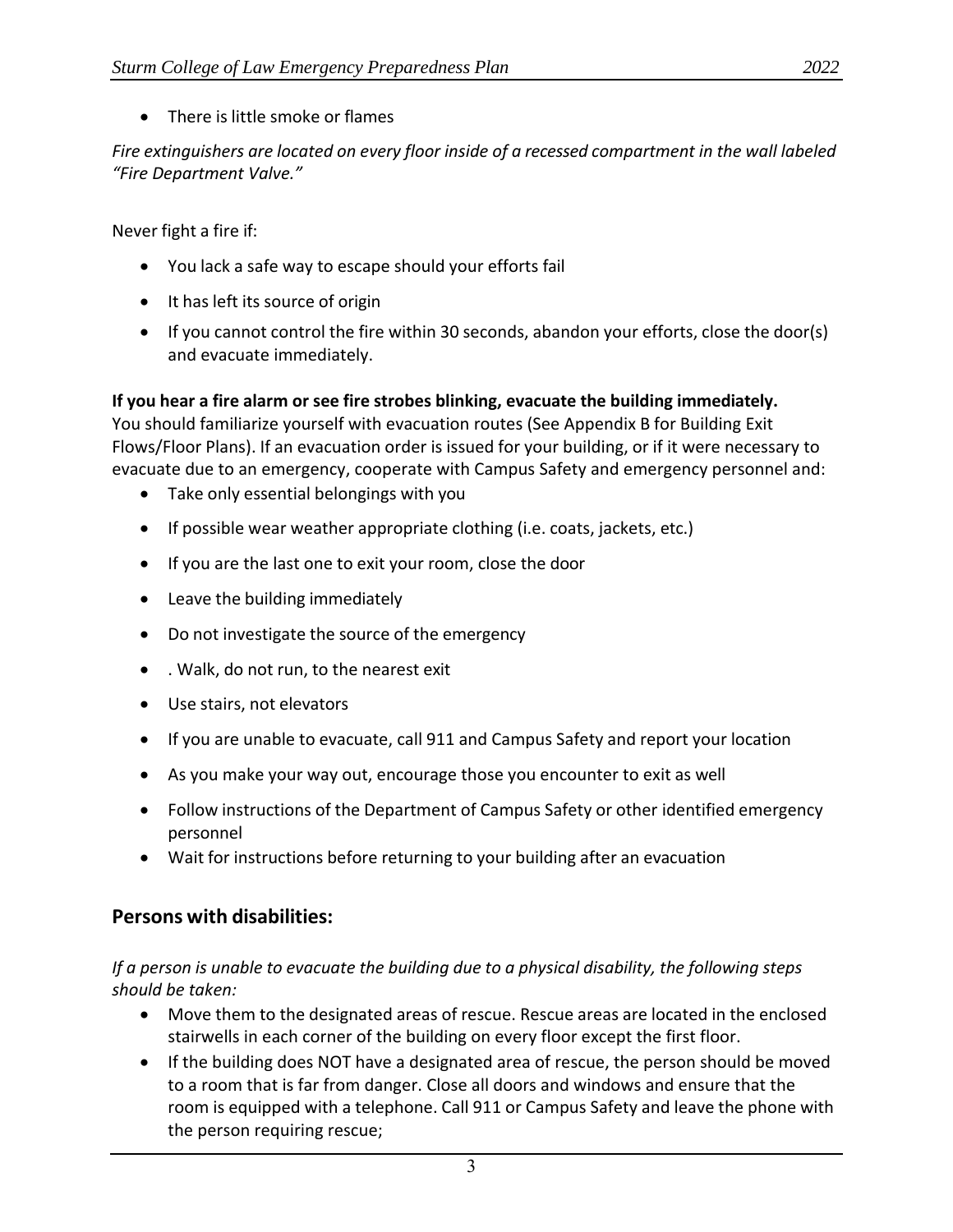- There is little smoke or flames

*Fire extinguishers are located on every floor inside of a recessed compartment in the wall labeled "Fire Department Valve."*

Never fight a fire if:

- You lack a safe way to escape should your efforts fail
- It has left its source of origin
- If you cannot control the fire within 30 seconds, abandon your efforts, close the door(s) and evacuate immediately.

**If you hear a fire alarm or see fire strobes blinking, evacuate the building immediately.**
You should familiarize yourself with evacuation routes (See Appendix B for Building Exit Flows/Floor Plans). If an evacuation order is issued for your building, or if it were necessary to evacuate due to an emergency, cooperate with Campus Safety and emergency personnel and:

- Take only essential belongings with you
- If possible wear weather appropriate clothing (i.e. coats, jackets, etc.)
- If you are the last one to exit your room, close the door
- Leave the building immediately
- Do not investigate the source of the emergency
- . Walk, do not run, to the nearest exit
- Use stairs, not elevators
- If you are unable to evacuate, call 911 and Campus Safety and report your location
- As you make your way out, encourage those you encounter to exit as well
- Follow instructions of the Department of Campus Safety or other identified emergency personnel
- Wait for instructions before returning to your building after an evacuation

## Persons with disabilities:

*If a person is unable to evacuate the building due to a physical disability, the following steps should be taken:*

- Move them to the designated areas of rescue. Rescue areas are located in the enclosed stairwells in each corner of the building on every floor except the first floor.
- If the building does NOT have a designated area of rescue, the person should be moved to a room that is far from danger. Close all doors and windows and ensure that the room is equipped with a telephone. Call 911 or Campus Safety and leave the phone with the person requiring rescue;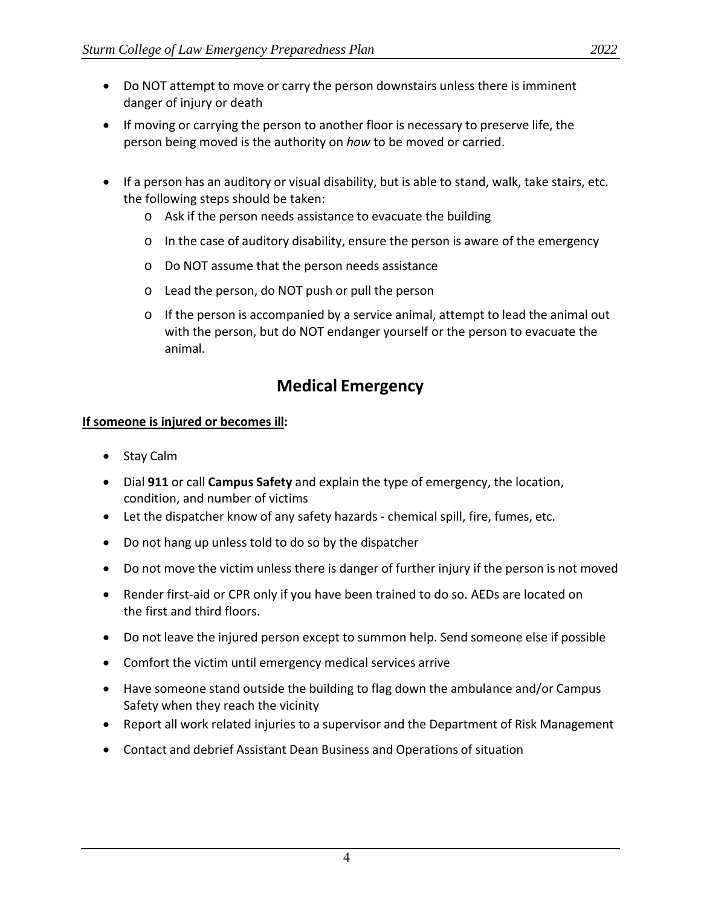- Do NOT attempt to move or carry the person downstairs unless there is imminent danger of injury or death
- If moving or carrying the person to another floor is necessary to preserve life, the person being moved is the authority on *how* to be moved or carried.

- If a person has an auditory or visual disability, but is able to stand, walk, take stairs, etc. the following steps should be taken:
    - Ask if the person needs assistance to evacuate the building
    - In the case of auditory disability, ensure the person is aware of the emergency
    - Do NOT assume that the person needs assistance
    - Lead the person, do NOT push or pull the person
    - If the person is accompanied by a service animal, attempt to lead the animal out with the person, but do NOT endanger yourself or the person to evacuate the animal.

## Medical Emergency

**<u>If someone is injured or becomes ill</u>:**

- Stay Calm
- Dial **911** or call **Campus Safety** and explain the type of emergency, the location, condition, and number of victims
- Let the dispatcher know of any safety hazards - chemical spill, fire, fumes, etc.
- Do not hang up unless told to do so by the dispatcher
- Do not move the victim unless there is danger of further injury if the person is not moved
- Render first-aid or CPR only if you have been trained to do so. AEDs are located on the first and third floors.
- Do not leave the injured person except to summon help. Send someone else if possible
- Comfort the victim until emergency medical services arrive
- Have someone stand outside the building to flag down the ambulance and/or Campus Safety when they reach the vicinity
- Report all work related injuries to a supervisor and the Department of Risk Management
- Contact and debrief Assistant Dean Business and Operations of situation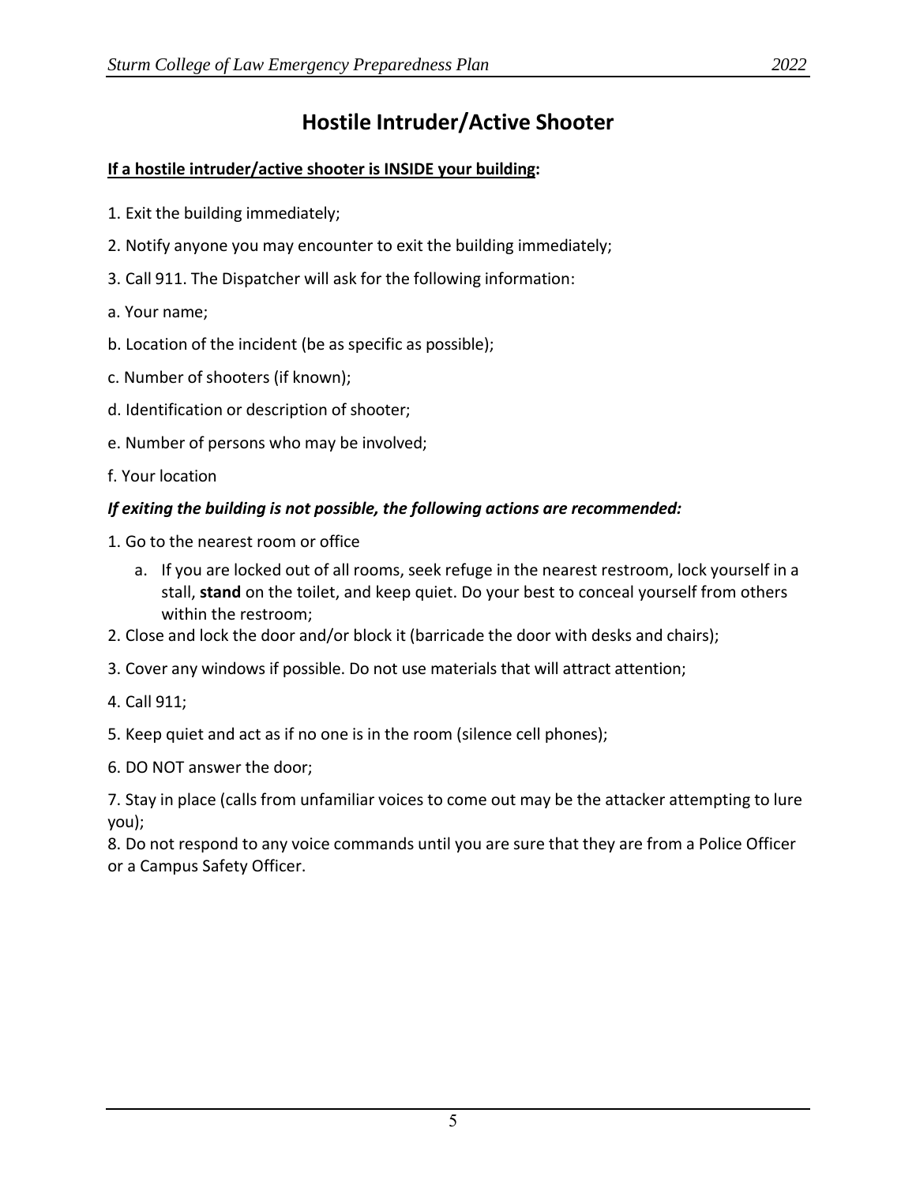# Hostile Intruder/Active Shooter

**If a hostile intruder/active shooter is INSIDE your building:**

1. Exit the building immediately;

2. Notify anyone you may encounter to exit the building immediately;

3. Call 911. The Dispatcher will ask for the following information:

a. Your name;

b. Location of the incident (be as specific as possible);

c. Number of shooters (if known);

d. Identification or description of shooter;

e. Number of persons who may be involved;

f. Your location

***If exiting the building is not possible, the following actions are recommended:***

1. Go to the nearest room or office
   a. If you are locked out of all rooms, seek refuge in the nearest restroom, lock yourself in a stall, **stand** on the toilet, and keep quiet. Do your best to conceal yourself from others within the restroom;
2. Close and lock the door and/or block it (barricade the door with desks and chairs);
3. Cover any windows if possible. Do not use materials that will attract attention;
4. Call 911;
5. Keep quiet and act as if no one is in the room (silence cell phones);
6. DO NOT answer the door;
7. Stay in place (calls from unfamiliar voices to come out may be the attacker attempting to lure you);
8. Do not respond to any voice commands until you are sure that they are from a Police Officer or a Campus Safety Officer.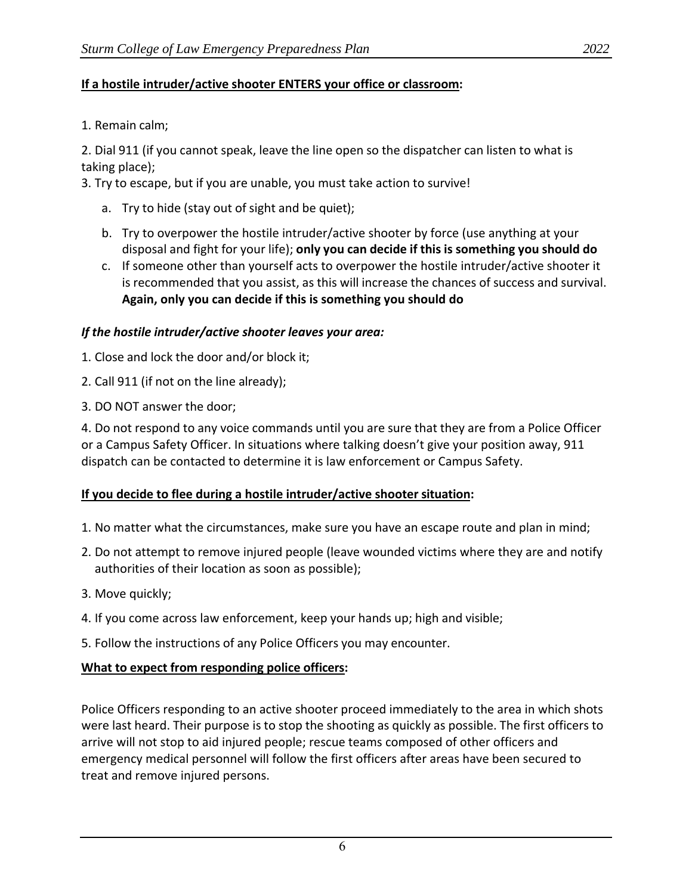**If a hostile intruder/active shooter ENTERS your office or classroom:**

1. Remain calm;
2. Dial 911 (if you cannot speak, leave the line open so the dispatcher can listen to what is taking place);
3. Try to escape, but if you are unable, you must take action to survive!
    a. Try to hide (stay out of sight and be quiet);
    b. Try to overpower the hostile intruder/active shooter by force (use anything at your disposal and fight for your life); **only you can decide if this is something you should do**
    c. If someone other than yourself acts to overpower the hostile intruder/active shooter it is recommended that you assist, as this will increase the chances of success and survival. **Again, only you can decide if this is something you should do**

***If the hostile intruder/active shooter leaves your area:***

1. Close and lock the door and/or block it;
2. Call 911 (if not on the line already);
3. DO NOT answer the door;
4. Do not respond to any voice commands until you are sure that they are from a Police Officer or a Campus Safety Officer. In situations where talking doesn't give your position away, 911 dispatch can be contacted to determine it is law enforcement or Campus Safety.

**If you decide to flee during a hostile intruder/active shooter situation:**

1. No matter what the circumstances, make sure you have an escape route and plan in mind;
2. Do not attempt to remove injured people (leave wounded victims where they are and notify authorities of their location as soon as possible);
3. Move quickly;
4. If you come across law enforcement, keep your hands up; high and visible;
5. Follow the instructions of any Police Officers you may encounter.

**What to expect from responding police officers:**

Police Officers responding to an active shooter proceed immediately to the area in which shots were last heard. Their purpose is to stop the shooting as quickly as possible. The first officers to arrive will not stop to aid injured people; rescue teams composed of other officers and emergency medical personnel will follow the first officers after areas have been secured to treat and remove injured persons.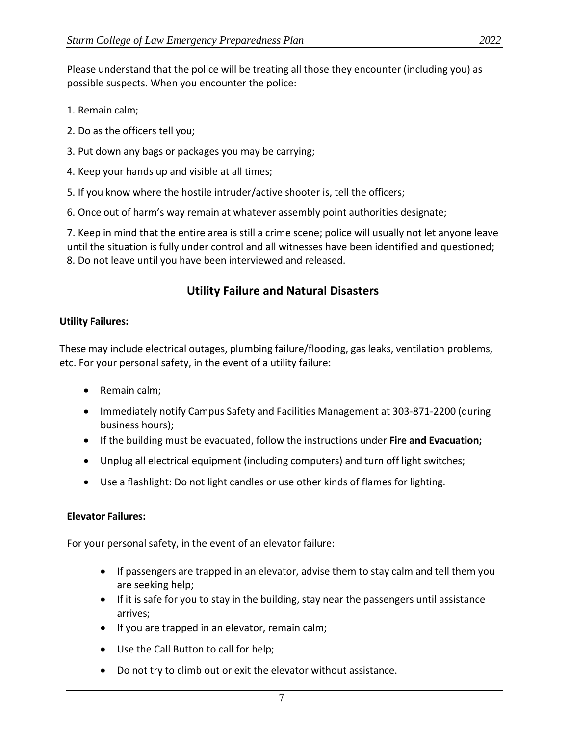Please understand that the police will be treating all those they encounter (including you) as possible suspects. When you encounter the police:

1. Remain calm;
2. Do as the officers tell you;
3. Put down any bags or packages you may be carrying;
4. Keep your hands up and visible at all times;
5. If you know where the hostile intruder/active shooter is, tell the officers;
6. Once out of harm's way remain at whatever assembly point authorities designate;
7. Keep in mind that the entire area is still a crime scene; police will usually not let anyone leave until the situation is fully under control and all witnesses have been identified and questioned;
8. Do not leave until you have been interviewed and released.

## Utility Failure and Natural Disasters

**Utility Failures:**

These may include electrical outages, plumbing failure/flooding, gas leaks, ventilation problems, etc. For your personal safety, in the event of a utility failure:

- Remain calm;
- Immediately notify Campus Safety and Facilities Management at 303-871-2200 (during business hours);
- If the building must be evacuated, follow the instructions under **Fire and Evacuation;**
- Unplug all electrical equipment (including computers) and turn off light switches;
- Use a flashlight: Do not light candles or use other kinds of flames for lighting.

**Elevator Failures:**

For your personal safety, in the event of an elevator failure:

- If passengers are trapped in an elevator, advise them to stay calm and tell them you are seeking help;
- If it is safe for you to stay in the building, stay near the passengers until assistance arrives;
- If you are trapped in an elevator, remain calm;
- Use the Call Button to call for help;
- Do not try to climb out or exit the elevator without assistance.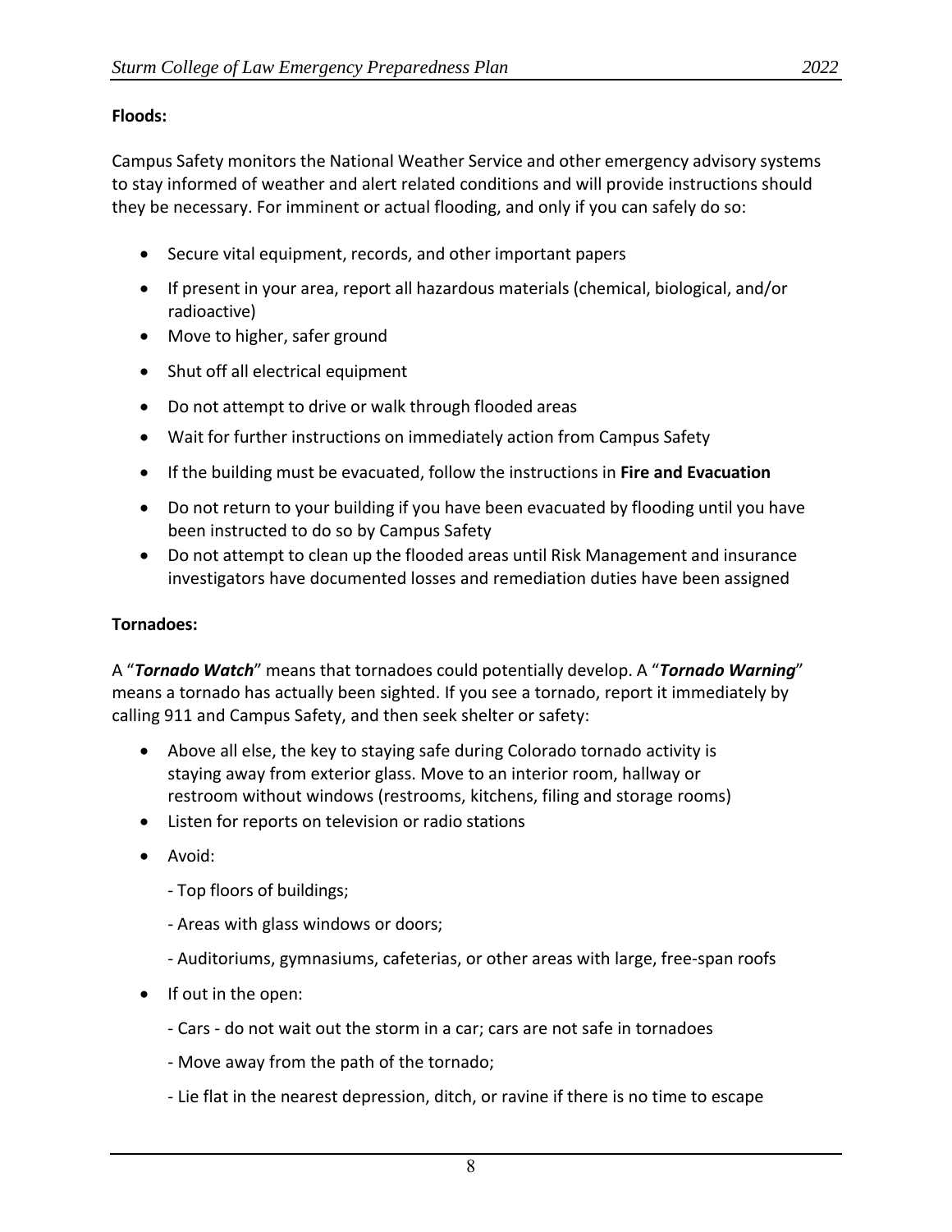**Floods:**

Campus Safety monitors the National Weather Service and other emergency advisory systems to stay informed of weather and alert related conditions and will provide instructions should they be necessary. For imminent or actual flooding, and only if you can safely do so:

- Secure vital equipment, records, and other important papers
- If present in your area, report all hazardous materials (chemical, biological, and/or radioactive)
- Move to higher, safer ground
- Shut off all electrical equipment
- Do not attempt to drive or walk through flooded areas
- Wait for further instructions on immediately action from Campus Safety
- If the building must be evacuated, follow the instructions in **Fire and Evacuation**
- Do not return to your building if you have been evacuated by flooding until you have been instructed to do so by Campus Safety
- Do not attempt to clean up the flooded areas until Risk Management and insurance investigators have documented losses and remediation duties have been assigned

**Tornadoes:**

A "***Tornado Watch***" means that tornadoes could potentially develop. A "***Tornado Warning***" means a tornado has actually been sighted. If you see a tornado, report it immediately by calling 911 and Campus Safety, and then seek shelter or safety:

- Above all else, the key to staying safe during Colorado tornado activity is staying away from exterior glass. Move to an interior room, hallway or restroom without windows (restrooms, kitchens, filing and storage rooms)
- Listen for reports on television or radio stations
- Avoid:

  - Top floors of buildings;

  - Areas with glass windows or doors;

  - Auditoriums, gymnasiums, cafeterias, or other areas with large, free-span roofs

- If out in the open:

  - Cars - do not wait out the storm in a car; cars are not safe in tornadoes

  - Move away from the path of the tornado;

  - Lie flat in the nearest depression, ditch, or ravine if there is no time to escape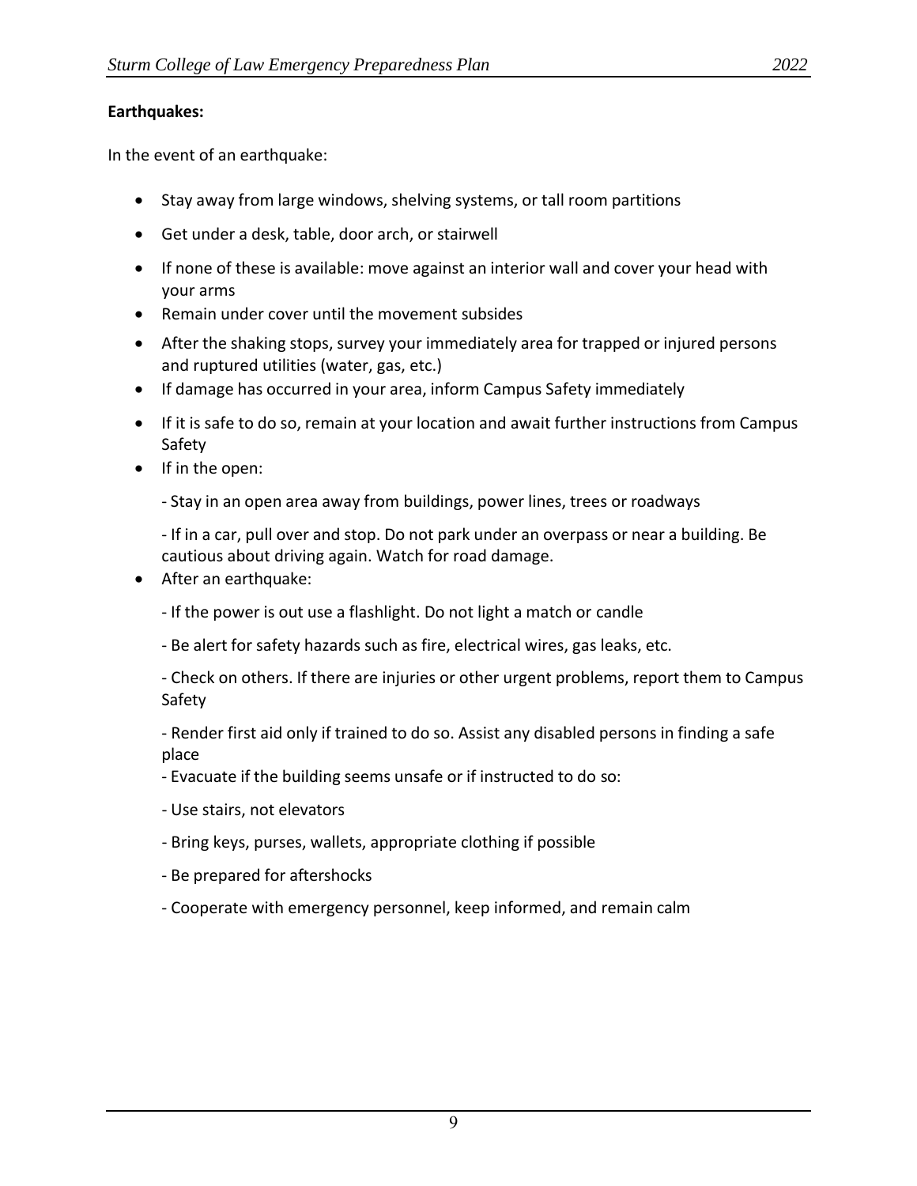**Earthquakes:**

In the event of an earthquake:

- Stay away from large windows, shelving systems, or tall room partitions
- Get under a desk, table, door arch, or stairwell
- If none of these is available: move against an interior wall and cover your head with your arms
- Remain under cover until the movement subsides
- After the shaking stops, survey your immediately area for trapped or injured persons and ruptured utilities (water, gas, etc.)
- If damage has occurred in your area, inform Campus Safety immediately
- If it is safe to do so, remain at your location and await further instructions from Campus Safety
- If in the open:

  - Stay in an open area away from buildings, power lines, trees or roadways

  - If in a car, pull over and stop. Do not park under an overpass or near a building. Be cautious about driving again. Watch for road damage.
- After an earthquake:

  - If the power is out use a flashlight. Do not light a match or candle

  - Be alert for safety hazards such as fire, electrical wires, gas leaks, etc.

  - Check on others. If there are injuries or other urgent problems, report them to Campus Safety

  - Render first aid only if trained to do so. Assist any disabled persons in finding a safe place

  - Evacuate if the building seems unsafe or if instructed to do so:

  - Use stairs, not elevators

  - Bring keys, purses, wallets, appropriate clothing if possible

  - Be prepared for aftershocks

  - Cooperate with emergency personnel, keep informed, and remain calm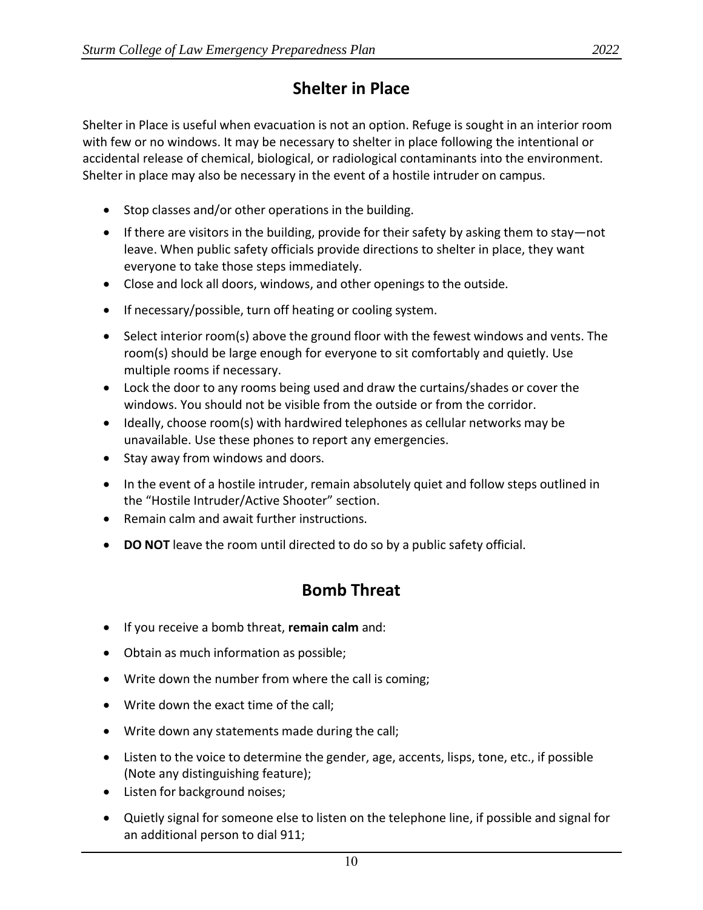## Shelter in Place

Shelter in Place is useful when evacuation is not an option. Refuge is sought in an interior room with few or no windows. It may be necessary to shelter in place following the intentional or accidental release of chemical, biological, or radiological contaminants into the environment. Shelter in place may also be necessary in the event of a hostile intruder on campus.

- Stop classes and/or other operations in the building.
- If there are visitors in the building, provide for their safety by asking them to stay—not leave. When public safety officials provide directions to shelter in place, they want everyone to take those steps immediately.
- Close and lock all doors, windows, and other openings to the outside.
- If necessary/possible, turn off heating or cooling system.
- Select interior room(s) above the ground floor with the fewest windows and vents. The room(s) should be large enough for everyone to sit comfortably and quietly. Use multiple rooms if necessary.
- Lock the door to any rooms being used and draw the curtains/shades or cover the windows. You should not be visible from the outside or from the corridor.
- Ideally, choose room(s) with hardwired telephones as cellular networks may be unavailable. Use these phones to report any emergencies.
- Stay away from windows and doors.
- In the event of a hostile intruder, remain absolutely quiet and follow steps outlined in the "Hostile Intruder/Active Shooter" section.
- Remain calm and await further instructions.
- **DO NOT** leave the room until directed to do so by a public safety official.

## Bomb Threat

- If you receive a bomb threat, **remain calm** and:
- Obtain as much information as possible;
- Write down the number from where the call is coming;
- Write down the exact time of the call;
- Write down any statements made during the call;
- Listen to the voice to determine the gender, age, accents, lisps, tone, etc., if possible (Note any distinguishing feature);
- Listen for background noises;
- Quietly signal for someone else to listen on the telephone line, if possible and signal for an additional person to dial 911;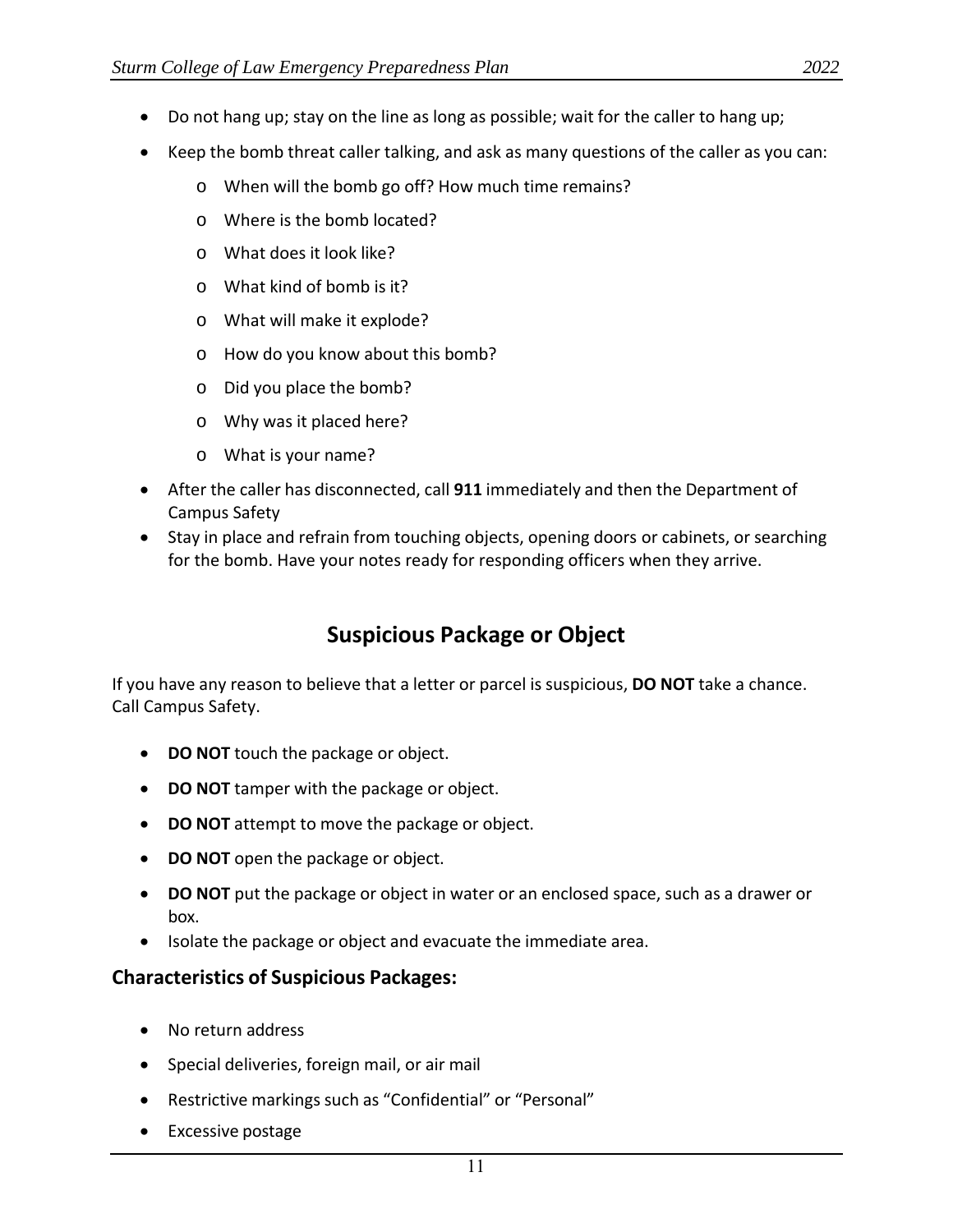- Do not hang up; stay on the line as long as possible; wait for the caller to hang up;
- Keep the bomb threat caller talking, and ask as many questions of the caller as you can:
    - When will the bomb go off? How much time remains?
    - Where is the bomb located?
    - What does it look like?
    - What kind of bomb is it?
    - What will make it explode?
    - How do you know about this bomb?
    - Did you place the bomb?
    - Why was it placed here?
    - What is your name?
- After the caller has disconnected, call **911** immediately and then the Department of Campus Safety
- Stay in place and refrain from touching objects, opening doors or cabinets, or searching for the bomb. Have your notes ready for responding officers when they arrive.

## Suspicious Package or Object

If you have any reason to believe that a letter or parcel is suspicious, **DO NOT** take a chance. Call Campus Safety.

- **DO NOT** touch the package or object.
- **DO NOT** tamper with the package or object.
- **DO NOT** attempt to move the package or object.
- **DO NOT** open the package or object.
- **DO NOT** put the package or object in water or an enclosed space, such as a drawer or box.
- Isolate the package or object and evacuate the immediate area.

### Characteristics of Suspicious Packages:

- No return address
- Special deliveries, foreign mail, or air mail
- Restrictive markings such as "Confidential" or "Personal"
- Excessive postage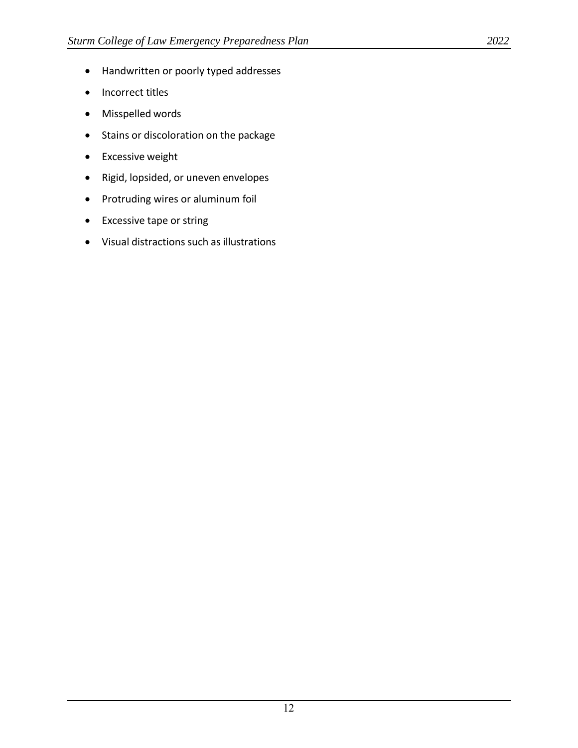- Handwritten or poorly typed addresses
- Incorrect titles
- Misspelled words
- Stains or discoloration on the package
- Excessive weight
- Rigid, lopsided, or uneven envelopes
- Protruding wires or aluminum foil
- Excessive tape or string
- Visual distractions such as illustrations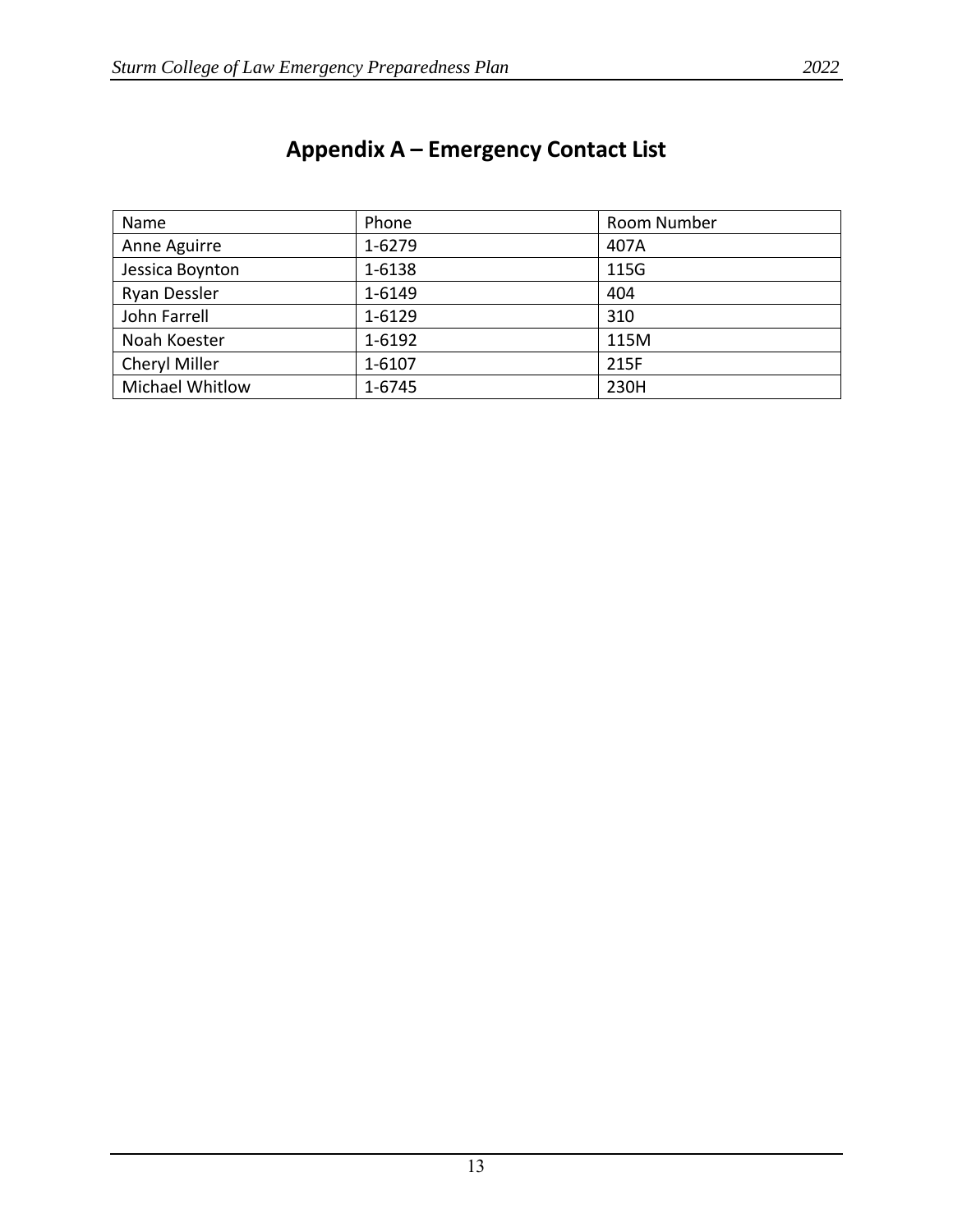# Appendix A – Emergency Contact List

| Name | Phone | Room Number |
|---|---|---|
| Anne Aguirre | 1-6279 | 407A |
| Jessica Boynton | 1-6138 | 115G |
| Ryan Dessler | 1-6149 | 404 |
| John Farrell | 1-6129 | 310 |
| Noah Koester | 1-6192 | 115M |
| Cheryl Miller | 1-6107 | 215F |
| Michael Whitlow | 1-6745 | 230H |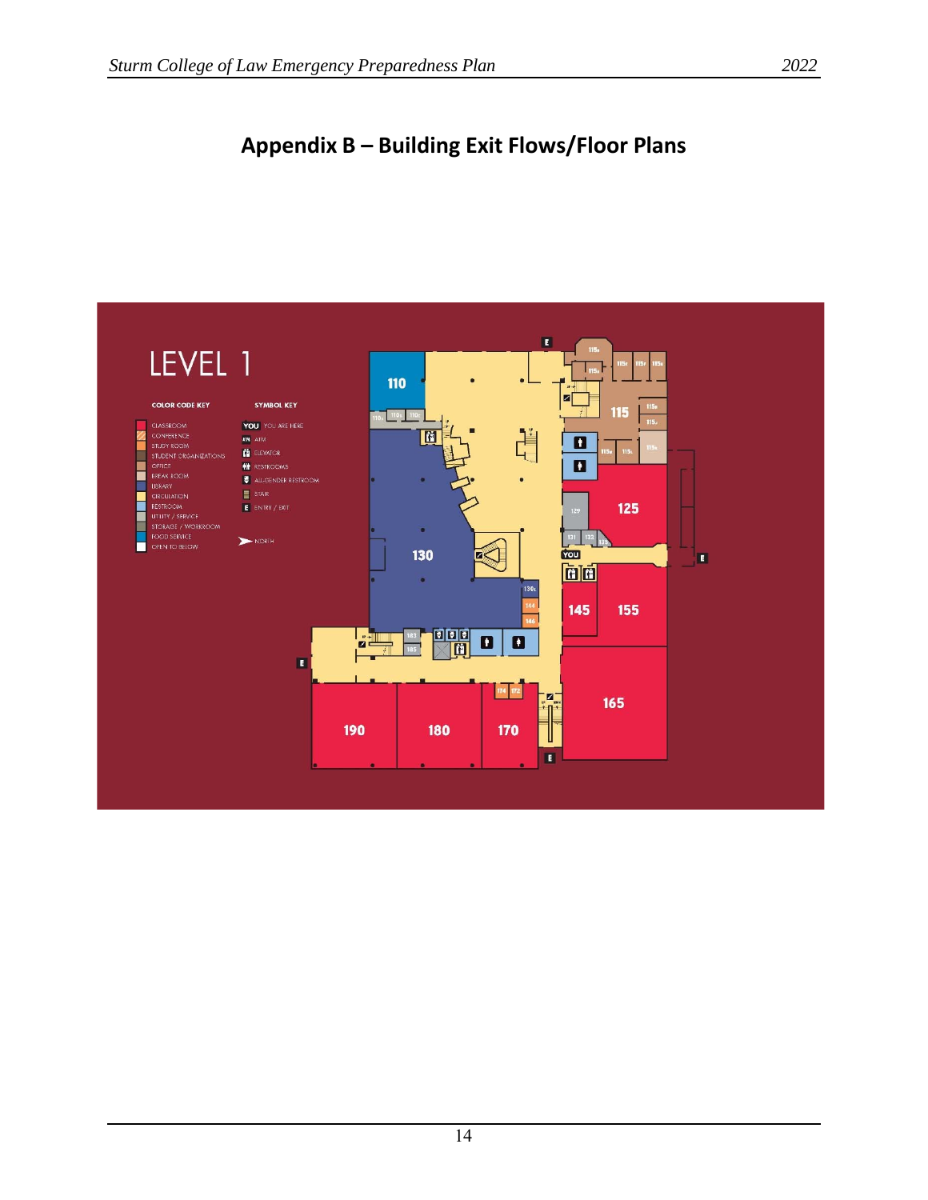# Appendix B – Building Exit Flows/Floor Plans

LEVEL 1

**COLOR CODE KEY**

- CLASSROOM
- CONFERENCE
- STUDY ROOM
- STUDENT ORGANIZATIONS
- OFFICE
- BREAK ROOM
- LIBRARY
- CIRCULATION
- RESTROOM
- UTILITY / SERVICE
- STORAGE / WORKROOM
- FOOD SERVICE
- OPEN TO BELOW

**SYMBOL KEY**

- YOU — YOU ARE HERE
- ATM
- ELEVATOR
- RESTROOMS
- ALL-GENDER RESTROOM
- STAIR
- E — ENTRY / EXIT
- NORTH

110, 115, 125, 130, 145, 155, 165, 170, 180, 190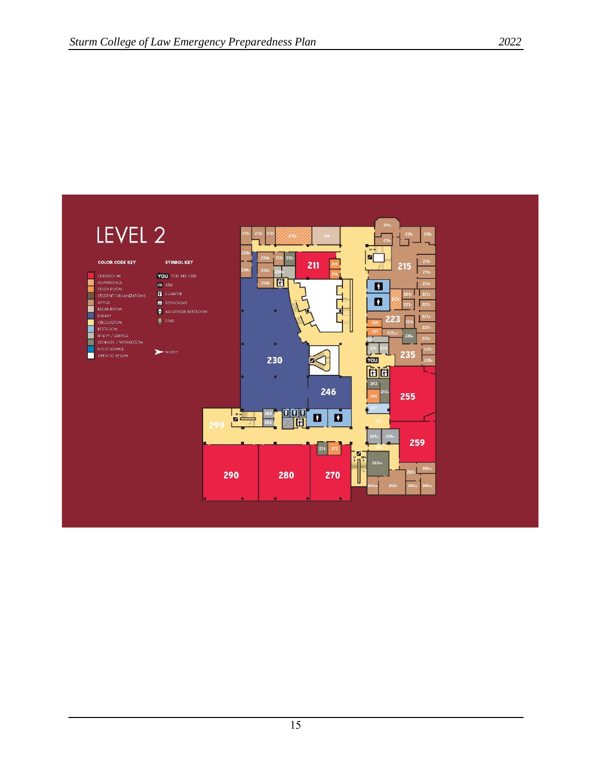# LEVEL 2

**COLOR CODE KEY**

- CLASSROOM
- CONFERENCE
- STUDY ROOM
- STUDENT ORGANIZATIONS
- OFFICE
- BREAK ROOM
- LIBRARY
- CIRCULATION
- RESTROOM
- UTILITY / SERVICE
- STORAGE / WORKROOM
- FOOD SERVICE
- OPEN TO BELOW

**SYMBOL KEY**

- YOU ARE HERE
- ATM
- ELEVATOR
- RESTROOMS
- ALL GENDER RESTROOM
- STAIR
- NORTH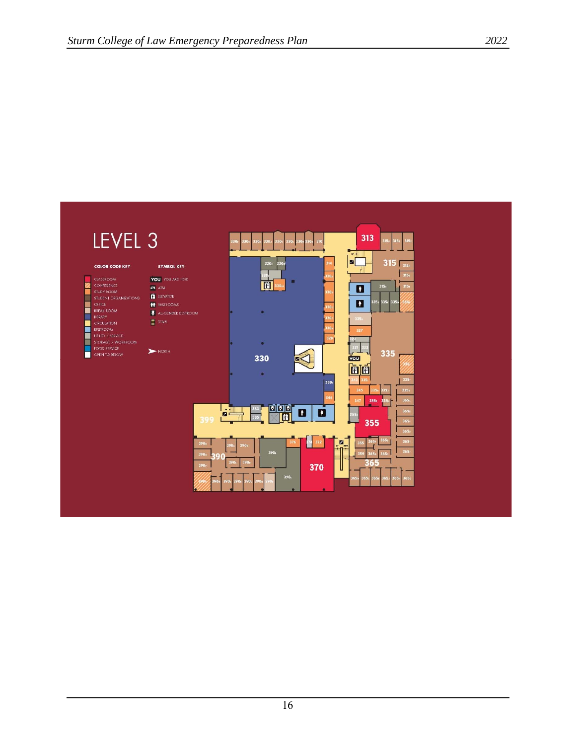# LEVEL 3

**COLOR CODE KEY**

- CLASSROOM
- CONFERENCE
- STUDY ROOM
- STUDENT ORGANIZATIONS
- OFFICE
- BREAK ROOM
- LIBRARY
- CIRCULATION
- RESTROOM
- UTILITY / SERVICE
- STORAGE / WORKROOM
- FOOD SERVICE
- OPEN TO BELOW

**SYMBOL KEY**

- YOU — YOU ARE HERE
- ATM — ATM
- ELEVATOR
- RESTROOMS
- ALL-GENDER RESTROOM
- STAIR
- NORTH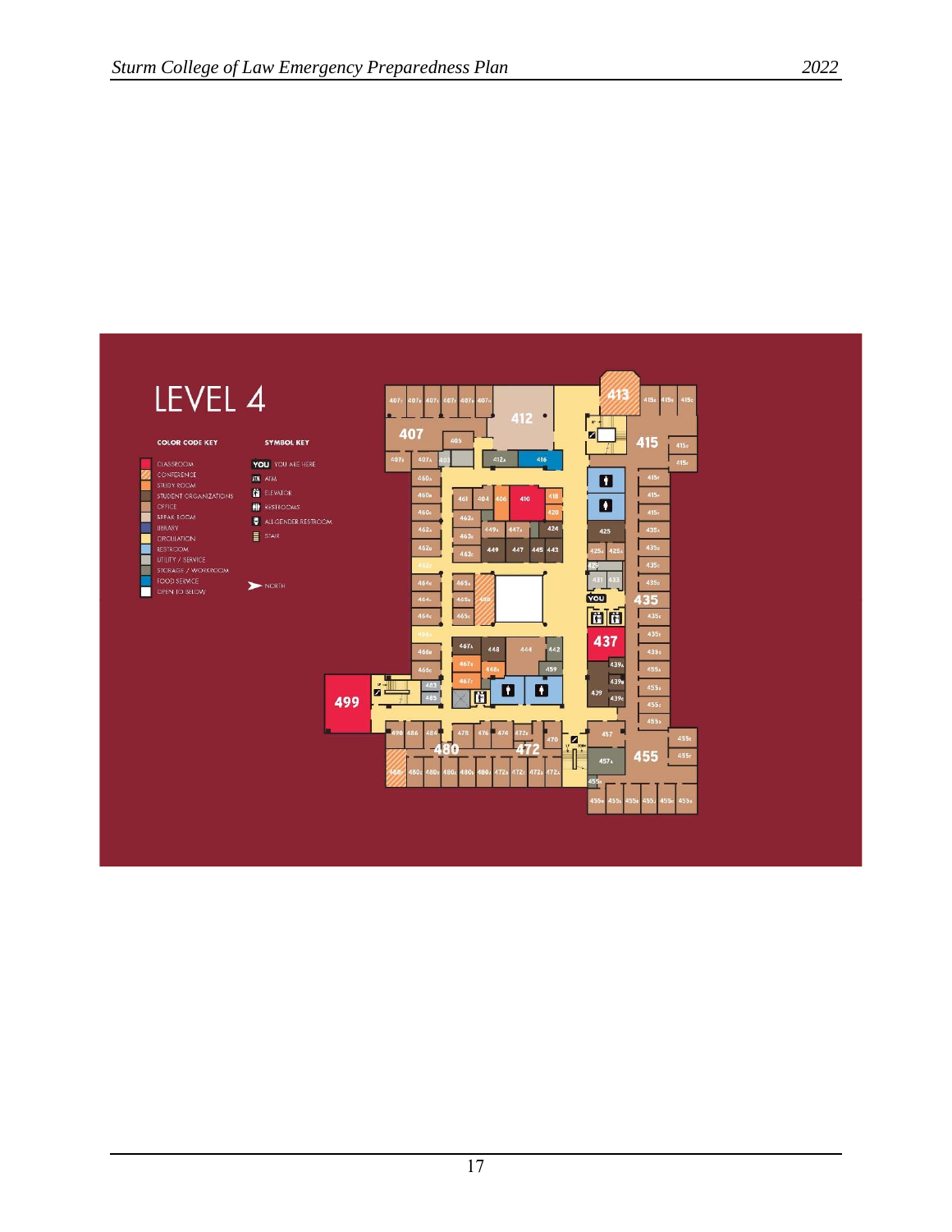# LEVEL 4

**COLOR CODE KEY**

- CLASSROOM
- CONFERENCE
- STUDY ROOM
- STUDENT ORGANIZATIONS
- OFFICE
- BREAK ROOM
- LIBRARY
- CIRCULATION
- RESTROOM
- UTILITY / SERVICE
- STORAGE / WORKROOM
- FOOD SERVICE
- OPEN TO BELOW

**SYMBOL KEY**

- YOU ARE HERE
- ATM
- ELEVATOR
- RESTROOMS
- ALL GENDER RESTROOM
- STAIR
- NORTH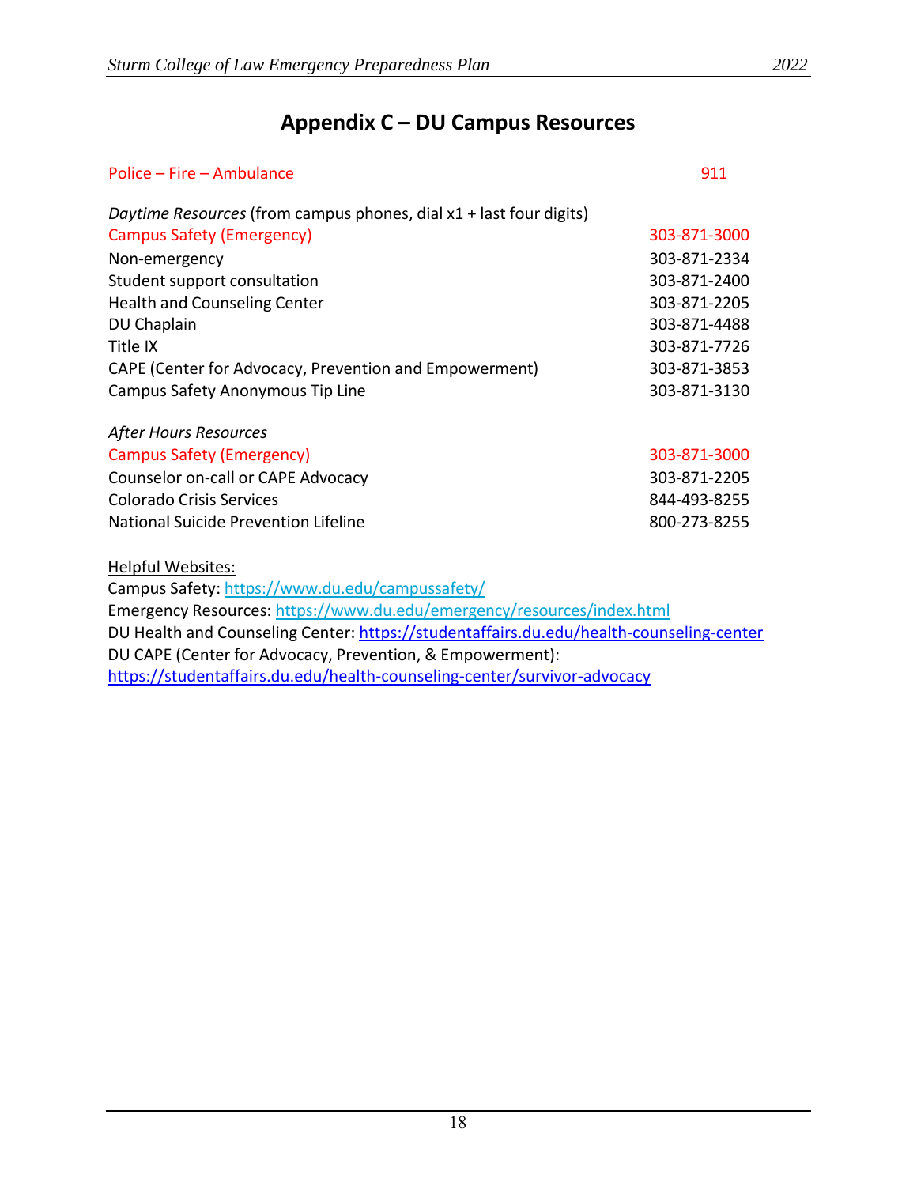# Appendix C – DU Campus Resources

| | |
|---|---|
| Police – Fire – Ambulance | 911 |
| *Daytime Resources* (from campus phones, dial x1 + last four digits) | |
| Campus Safety (Emergency) | 303-871-3000 |
| Non-emergency | 303-871-2334 |
| Student support consultation | 303-871-2400 |
| Health and Counseling Center | 303-871-2205 |
| DU Chaplain | 303-871-4488 |
| Title IX | 303-871-7726 |
| CAPE (Center for Advocacy, Prevention and Empowerment) | 303-871-3853 |
| Campus Safety Anonymous Tip Line | 303-871-3130 |
| *After Hours Resources* | |
| Campus Safety (Emergency) | 303-871-3000 |
| Counselor on-call or CAPE Advocacy | 303-871-2205 |
| Colorado Crisis Services | 844-493-8255 |
| National Suicide Prevention Lifeline | 800-273-8255 |

Helpful Websites:

Campus Safety: https://www.du.edu/campussafety/

Emergency Resources: https://www.du.edu/emergency/resources/index.html

DU Health and Counseling Center: https://studentaffairs.du.edu/health-counseling-center

DU CAPE (Center for Advocacy, Prevention, & Empowerment):
https://studentaffairs.du.edu/health-counseling-center/survivor-advocacy